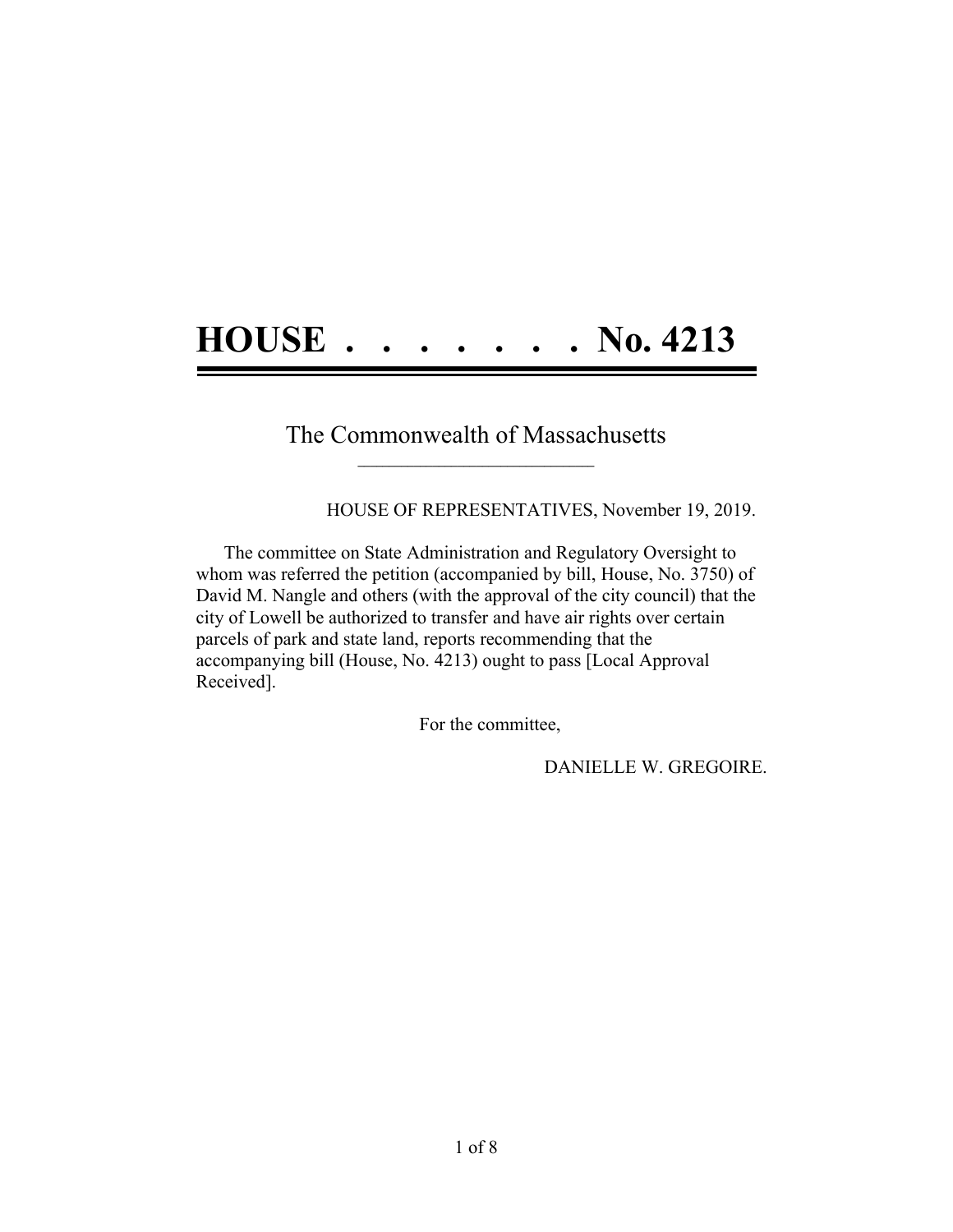# HOUSE . . . . . . . . No. 4213

The Commonwealth of Massachusetts

---

HOUSE OF REPRESENTATIVES, November 19, 2019.

The committee on State Administration and Regulatory Oversight to whom was referred the petition (accompanied by bill, House, No. 3750) of David M. Nangle and others (with the approval of the city council) that the city of Lowell be authorized to transfer and have air rights over certain parcels of park and state land, reports recommending that the accompanying bill (House, No. 4213) ought to pass [Local Approval Received].

For the committee,

DANIELLE W. GREGOIRE.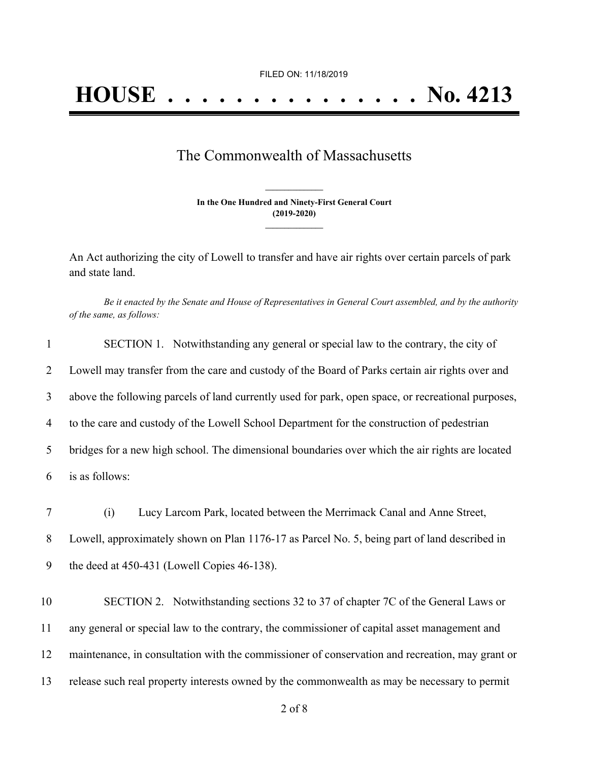FILED ON: 11/18/2019

# HOUSE . . . . . . . . . . . . . . . No. 4213

## The Commonwealth of Massachusetts

**In the One Hundred and Ninety-First General Court**
**(2019-2020)**

An Act authorizing the city of Lowell to transfer and have air rights over certain parcels of park and state land.

*Be it enacted by the Senate and House of Representatives in General Court assembled, and by the authority of the same, as follows:*

SECTION 1. Notwithstanding any general or special law to the contrary, the city of Lowell may transfer from the care and custody of the Board of Parks certain air rights over and above the following parcels of land currently used for park, open space, or recreational purposes, to the care and custody of the Lowell School Department for the construction of pedestrian bridges for a new high school. The dimensional boundaries over which the air rights are located is as follows:

(i) Lucy Larcom Park, located between the Merrimack Canal and Anne Street, Lowell, approximately shown on Plan 1176-17 as Parcel No. 5, being part of land described in the deed at 450-431 (Lowell Copies 46-138).

SECTION 2. Notwithstanding sections 32 to 37 of chapter 7C of the General Laws or any general or special law to the contrary, the commissioner of capital asset management and maintenance, in consultation with the commissioner of conservation and recreation, may grant or release such real property interests owned by the commonwealth as may be necessary to permit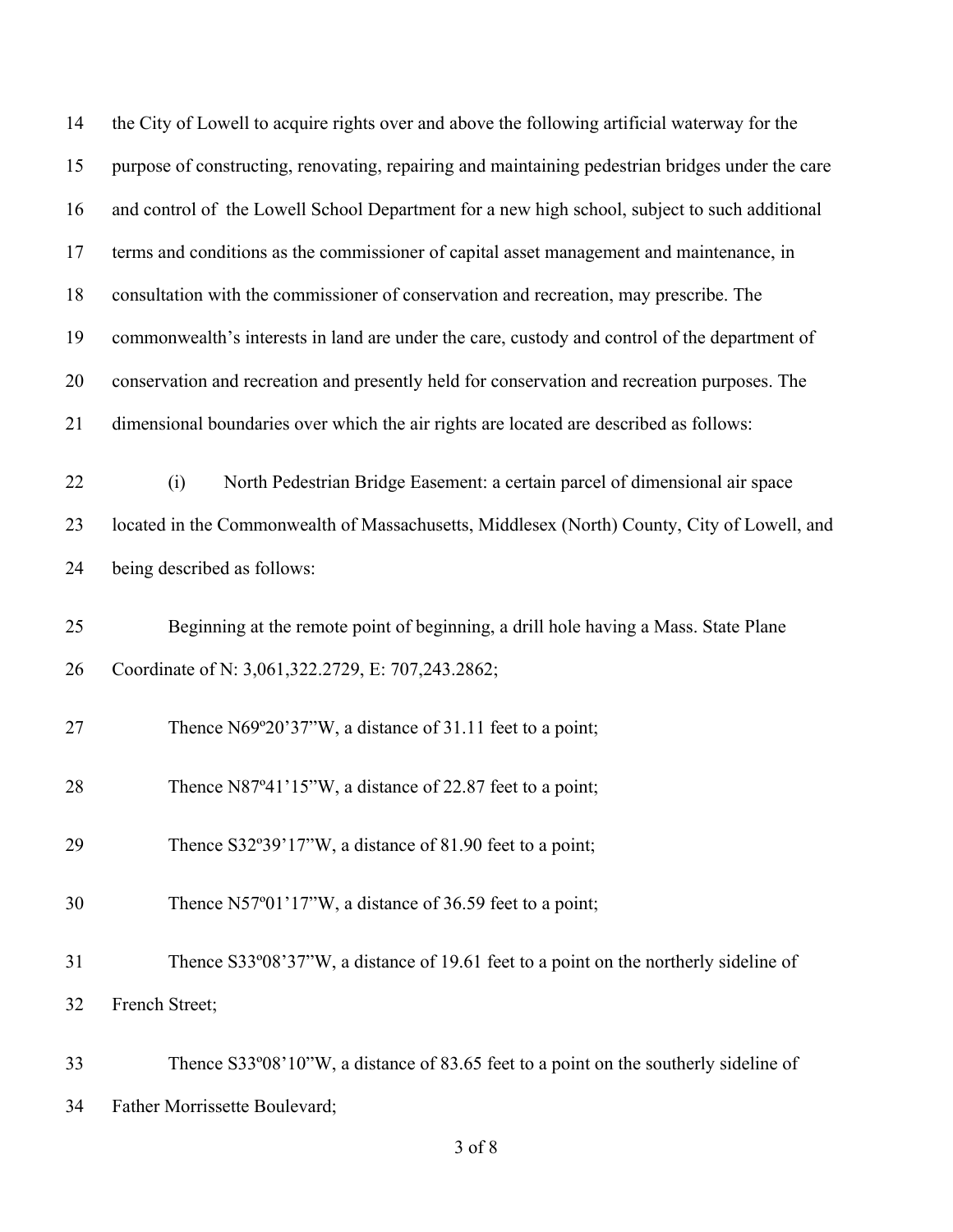the City of Lowell to acquire rights over and above the following artificial waterway for the purpose of constructing, renovating, repairing and maintaining pedestrian bridges under the care and control of the Lowell School Department for a new high school, subject to such additional terms and conditions as the commissioner of capital asset management and maintenance, in consultation with the commissioner of conservation and recreation, may prescribe. The commonwealth's interests in land are under the care, custody and control of the department of conservation and recreation and presently held for conservation and recreation purposes. The dimensional boundaries over which the air rights are located are described as follows:

(i) North Pedestrian Bridge Easement: a certain parcel of dimensional air space located in the Commonwealth of Massachusetts, Middlesex (North) County, City of Lowell, and being described as follows:

Beginning at the remote point of beginning, a drill hole having a Mass. State Plane Coordinate of N: 3,061,322.2729, E: 707,243.2862;

Thence N69º20'37"W, a distance of 31.11 feet to a point;

Thence N87º41'15"W, a distance of 22.87 feet to a point;

Thence S32º39'17"W, a distance of 81.90 feet to a point;

Thence N57º01'17"W, a distance of 36.59 feet to a point;

Thence S33º08'37"W, a distance of 19.61 feet to a point on the northerly sideline of French Street;

Thence S33º08'10"W, a distance of 83.65 feet to a point on the southerly sideline of Father Morrissette Boulevard;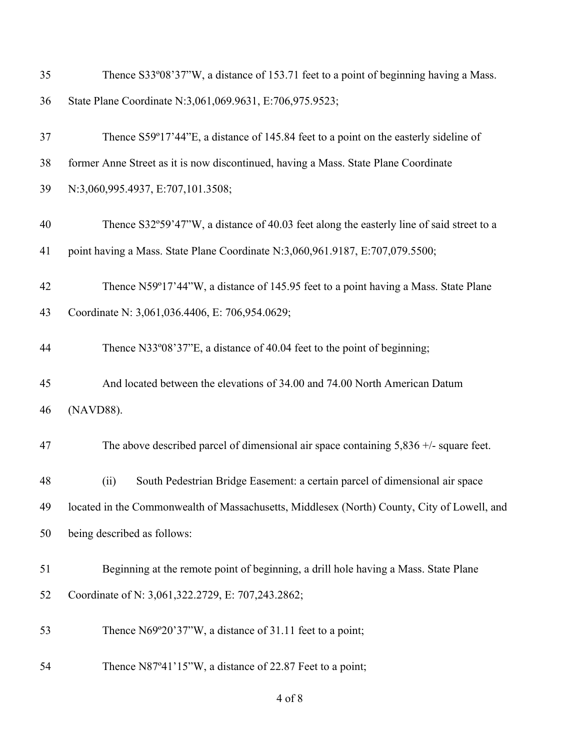Thence S33º08'37"W, a distance of 153.71 feet to a point of beginning having a Mass. State Plane Coordinate N:3,061,069.9631, E:706,975.9523;

Thence S59º17'44"E, a distance of 145.84 feet to a point on the easterly sideline of former Anne Street as it is now discontinued, having a Mass. State Plane Coordinate N:3,060,995.4937, E:707,101.3508;

Thence S32º59'47"W, a distance of 40.03 feet along the easterly line of said street to a point having a Mass. State Plane Coordinate N:3,060,961.9187, E:707,079.5500;

Thence N59º17'44"W, a distance of 145.95 feet to a point having a Mass. State Plane Coordinate N: 3,061,036.4406, E: 706,954.0629;

Thence N33º08'37"E, a distance of 40.04 feet to the point of beginning;

And located between the elevations of 34.00 and 74.00 North American Datum (NAVD88).

The above described parcel of dimensional air space containing 5,836 +/- square feet.

(ii) South Pedestrian Bridge Easement: a certain parcel of dimensional air space located in the Commonwealth of Massachusetts, Middlesex (North) County, City of Lowell, and being described as follows:

Beginning at the remote point of beginning, a drill hole having a Mass. State Plane Coordinate of N: 3,061,322.2729, E: 707,243.2862;

Thence N69º20'37"W, a distance of 31.11 feet to a point;

Thence N87º41'15"W, a distance of 22.87 Feet to a point;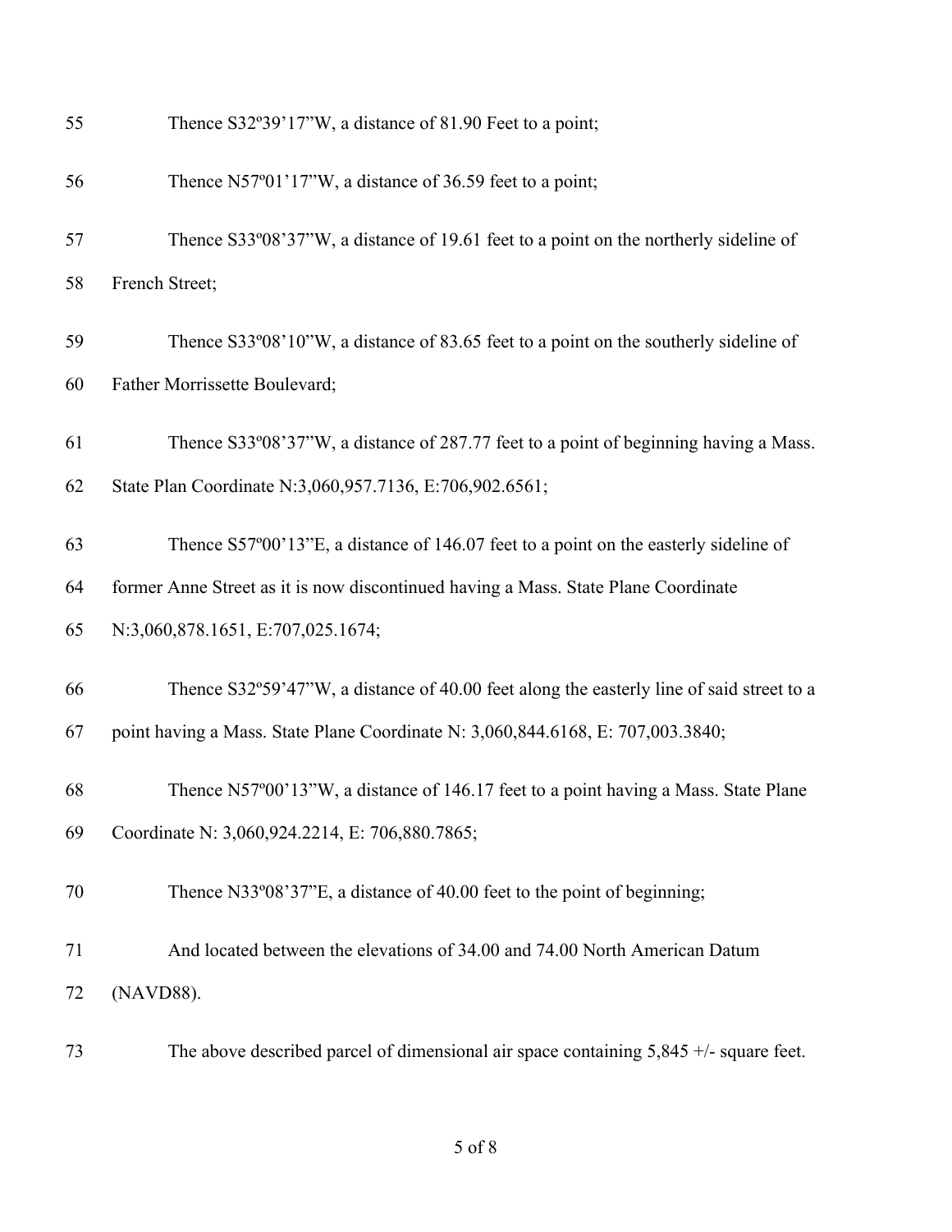Thence S32º39'17"W, a distance of 81.90 Feet to a point;

Thence N57º01'17"W, a distance of 36.59 feet to a point;

Thence S33º08'37"W, a distance of 19.61 feet to a point on the northerly sideline of French Street;

Thence S33º08'10"W, a distance of 83.65 feet to a point on the southerly sideline of Father Morrissette Boulevard;

Thence S33º08'37"W, a distance of 287.77 feet to a point of beginning having a Mass. State Plan Coordinate N:3,060,957.7136, E:706,902.6561;

Thence S57º00'13"E, a distance of 146.07 feet to a point on the easterly sideline of former Anne Street as it is now discontinued having a Mass. State Plane Coordinate N:3,060,878.1651, E:707,025.1674;

Thence S32º59'47"W, a distance of 40.00 feet along the easterly line of said street to a point having a Mass. State Plane Coordinate N: 3,060,844.6168, E: 707,003.3840;

Thence N57º00'13"W, a distance of 146.17 feet to a point having a Mass. State Plane Coordinate N: 3,060,924.2214, E: 706,880.7865;

Thence N33º08'37"E, a distance of 40.00 feet to the point of beginning;

And located between the elevations of 34.00 and 74.00 North American Datum (NAVD88).

The above described parcel of dimensional air space containing 5,845 +/- square feet.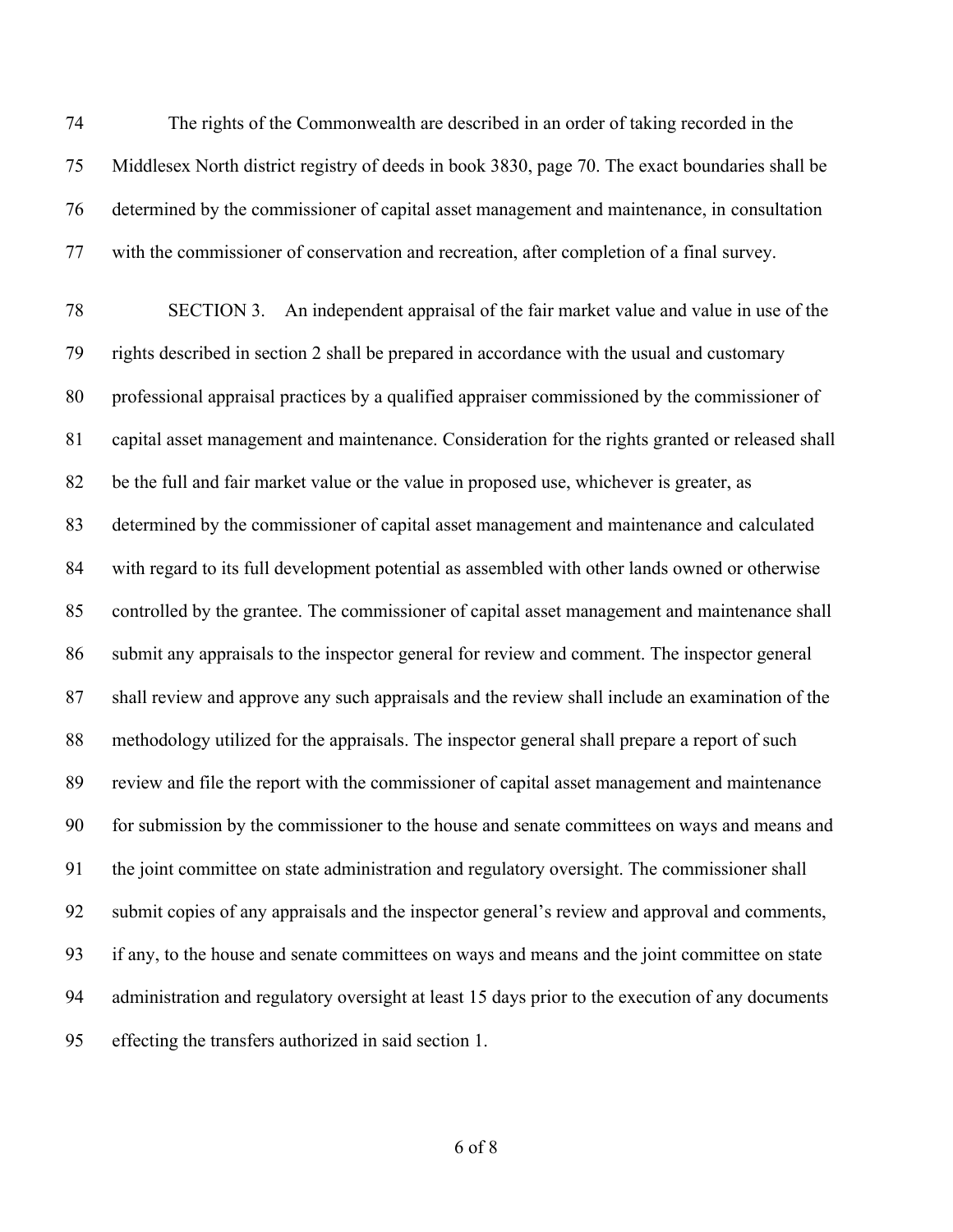The rights of the Commonwealth are described in an order of taking recorded in the Middlesex North district registry of deeds in book 3830, page 70. The exact boundaries shall be determined by the commissioner of capital asset management and maintenance, in consultation with the commissioner of conservation and recreation, after completion of a final survey.

SECTION 3. An independent appraisal of the fair market value and value in use of the rights described in section 2 shall be prepared in accordance with the usual and customary professional appraisal practices by a qualified appraiser commissioned by the commissioner of capital asset management and maintenance. Consideration for the rights granted or released shall be the full and fair market value or the value in proposed use, whichever is greater, as determined by the commissioner of capital asset management and maintenance and calculated with regard to its full development potential as assembled with other lands owned or otherwise controlled by the grantee. The commissioner of capital asset management and maintenance shall submit any appraisals to the inspector general for review and comment. The inspector general shall review and approve any such appraisals and the review shall include an examination of the methodology utilized for the appraisals. The inspector general shall prepare a report of such review and file the report with the commissioner of capital asset management and maintenance for submission by the commissioner to the house and senate committees on ways and means and the joint committee on state administration and regulatory oversight. The commissioner shall submit copies of any appraisals and the inspector general's review and approval and comments, if any, to the house and senate committees on ways and means and the joint committee on state administration and regulatory oversight at least 15 days prior to the execution of any documents effecting the transfers authorized in said section 1.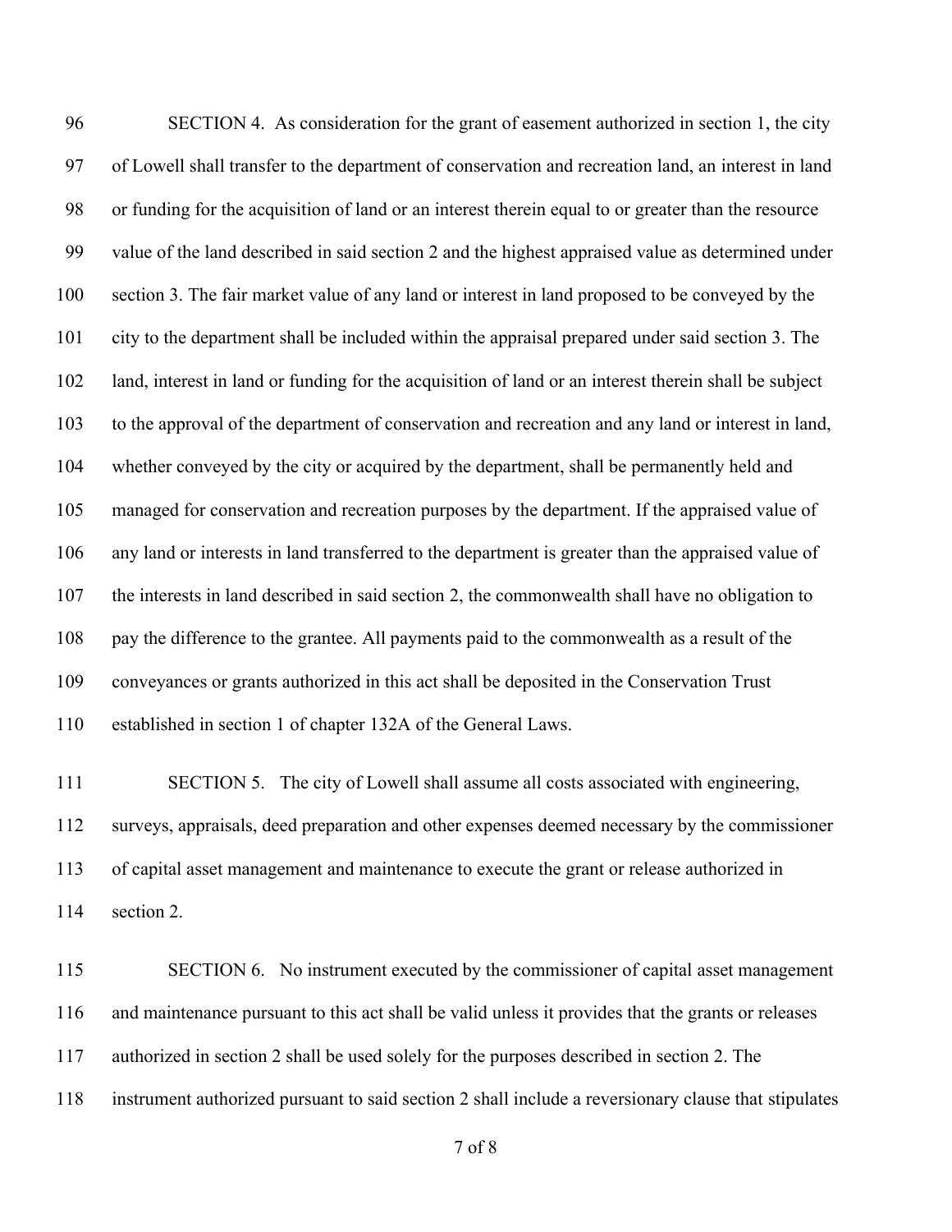SECTION 4. As consideration for the grant of easement authorized in section 1, the city of Lowell shall transfer to the department of conservation and recreation land, an interest in land or funding for the acquisition of land or an interest therein equal to or greater than the resource value of the land described in said section 2 and the highest appraised value as determined under section 3. The fair market value of any land or interest in land proposed to be conveyed by the city to the department shall be included within the appraisal prepared under said section 3. The land, interest in land or funding for the acquisition of land or an interest therein shall be subject to the approval of the department of conservation and recreation and any land or interest in land, whether conveyed by the city or acquired by the department, shall be permanently held and managed for conservation and recreation purposes by the department. If the appraised value of any land or interests in land transferred to the department is greater than the appraised value of the interests in land described in said section 2, the commonwealth shall have no obligation to pay the difference to the grantee. All payments paid to the commonwealth as a result of the conveyances or grants authorized in this act shall be deposited in the Conservation Trust established in section 1 of chapter 132A of the General Laws.

SECTION 5. The city of Lowell shall assume all costs associated with engineering, surveys, appraisals, deed preparation and other expenses deemed necessary by the commissioner of capital asset management and maintenance to execute the grant or release authorized in section 2.

SECTION 6. No instrument executed by the commissioner of capital asset management and maintenance pursuant to this act shall be valid unless it provides that the grants or releases authorized in section 2 shall be used solely for the purposes described in section 2. The instrument authorized pursuant to said section 2 shall include a reversionary clause that stipulates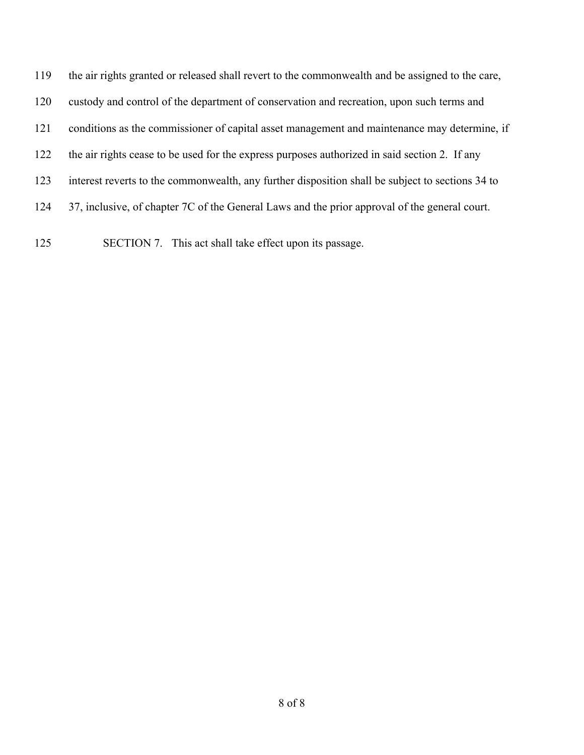the air rights granted or released shall revert to the commonwealth and be assigned to the care, custody and control of the department of conservation and recreation, upon such terms and conditions as the commissioner of capital asset management and maintenance may determine, if the air rights cease to be used for the express purposes authorized in said section 2. If any interest reverts to the commonwealth, any further disposition shall be subject to sections 34 to 37, inclusive, of chapter 7C of the General Laws and the prior approval of the general court.

SECTION 7. This act shall take effect upon its passage.